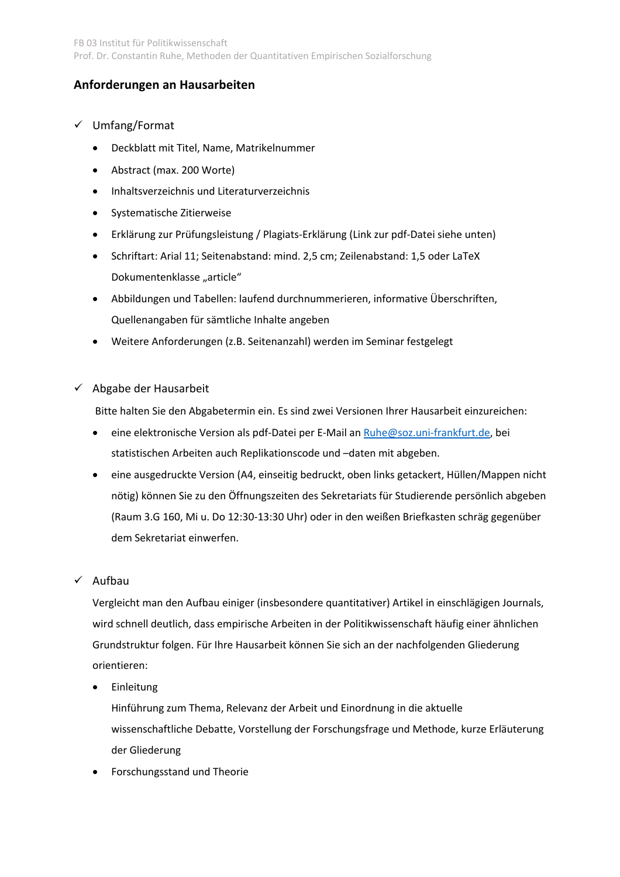FB 03 Institut für Politikwissenschaft
Prof. Dr. Constantin Ruhe, Methoden der Quantitativen Empirischen Sozialforschung

## Anforderungen an Hausarbeiten

### ✓ Umfang/Format

- Deckblatt mit Titel, Name, Matrikelnummer
- Abstract (max. 200 Worte)
- Inhaltsverzeichnis und Literaturverzeichnis
- Systematische Zitierweise
- Erklärung zur Prüfungsleistung / Plagiats-Erklärung (Link zur pdf-Datei siehe unten)
- Schriftart: Arial 11; Seitenabstand: mind. 2,5 cm; Zeilenabstand: 1,5 oder LaTeX Dokumentenklasse „article"
- Abbildungen und Tabellen: laufend durchnummerieren, informative Überschriften, Quellenangaben für sämtliche Inhalte angeben
- Weitere Anforderungen (z.B. Seitenanzahl) werden im Seminar festgelegt

### ✓ Abgabe der Hausarbeit

Bitte halten Sie den Abgabetermin ein. Es sind zwei Versionen Ihrer Hausarbeit einzureichen:

- eine elektronische Version als pdf-Datei per E-Mail an [Ruhe@soz.uni-frankfurt.de](mailto:Ruhe@soz.uni-frankfurt.de), bei statistischen Arbeiten auch Replikationscode und –daten mit abgeben.
- eine ausgedruckte Version (A4, einseitig bedruckt, oben links getackert, Hüllen/Mappen nicht nötig) können Sie zu den Öffnungszeiten des Sekretariats für Studierende persönlich abgeben (Raum 3.G 160, Mi u. Do 12:30-13:30 Uhr) oder in den weißen Briefkasten schräg gegenüber dem Sekretariat einwerfen.

### ✓ Aufbau

Vergleicht man den Aufbau einiger (insbesondere quantitativer) Artikel in einschlägigen Journals, wird schnell deutlich, dass empirische Arbeiten in der Politikwissenschaft häufig einer ähnlichen Grundstruktur folgen. Für Ihre Hausarbeit können Sie sich an der nachfolgenden Gliederung orientieren:

- Einleitung
  Hinführung zum Thema, Relevanz der Arbeit und Einordnung in die aktuelle wissenschaftliche Debatte, Vorstellung der Forschungsfrage und Methode, kurze Erläuterung der Gliederung
- Forschungsstand und Theorie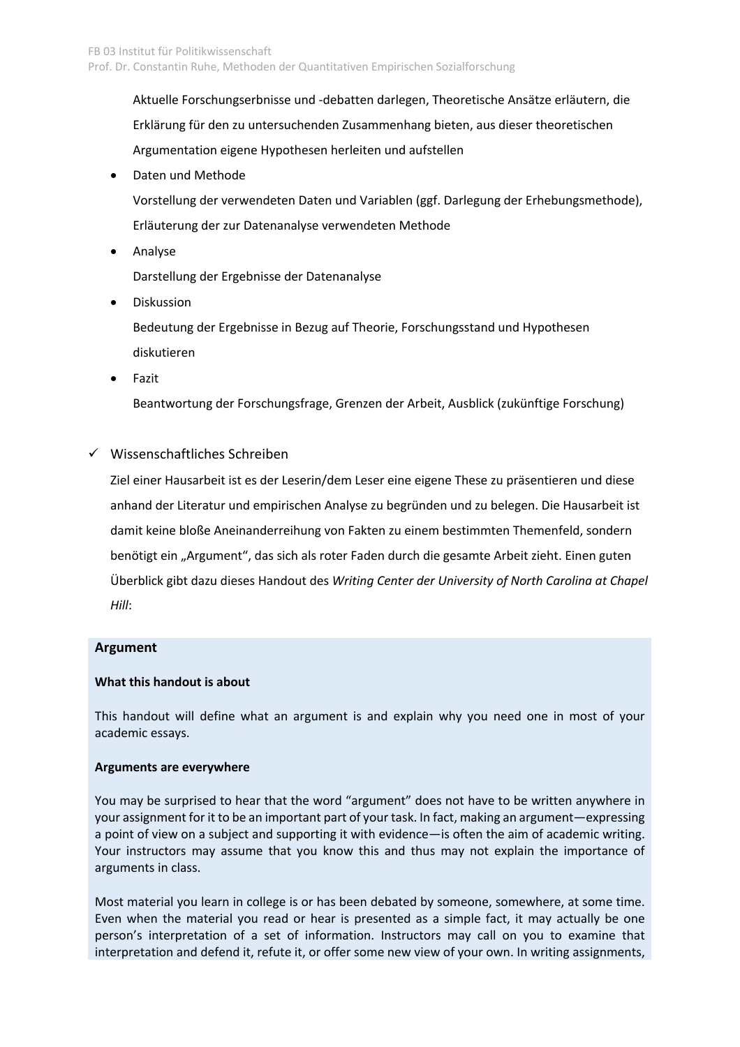Aktuelle Forschungserbnisse und -debatten darlegen, Theoretische Ansätze erläutern, die Erklärung für den zu untersuchenden Zusammenhang bieten, aus dieser theoretischen Argumentation eigene Hypothesen herleiten und aufstellen

- Daten und Methode

  Vorstellung der verwendeten Daten und Variablen (ggf. Darlegung der Erhebungsmethode), Erläuterung der zur Datenanalyse verwendeten Methode

- Analyse

  Darstellung der Ergebnisse der Datenanalyse

- Diskussion

  Bedeutung der Ergebnisse in Bezug auf Theorie, Forschungsstand und Hypothesen diskutieren

- Fazit

  Beantwortung der Forschungsfrage, Grenzen der Arbeit, Ausblick (zukünftige Forschung)

✓ Wissenschaftliches Schreiben

Ziel einer Hausarbeit ist es der Leserin/dem Leser eine eigene These zu präsentieren und diese anhand der Literatur und empirischen Analyse zu begründen und zu belegen. Die Hausarbeit ist damit keine bloße Aneinanderreihung von Fakten zu einem bestimmten Themenfeld, sondern benötigt ein „Argument", das sich als roter Faden durch die gesamte Arbeit zieht. Einen guten Überblick gibt dazu dieses Handout des *Writing Center der University of North Carolina at Chapel Hill*:

**Argument**

**What this handout is about**

This handout will define what an argument is and explain why you need one in most of your academic essays.

**Arguments are everywhere**

You may be surprised to hear that the word "argument" does not have to be written anywhere in your assignment for it to be an important part of your task. In fact, making an argument—expressing a point of view on a subject and supporting it with evidence—is often the aim of academic writing. Your instructors may assume that you know this and thus may not explain the importance of arguments in class.

Most material you learn in college is or has been debated by someone, somewhere, at some time. Even when the material you read or hear is presented as a simple fact, it may actually be one person's interpretation of a set of information. Instructors may call on you to examine that interpretation and defend it, refute it, or offer some new view of your own. In writing assignments,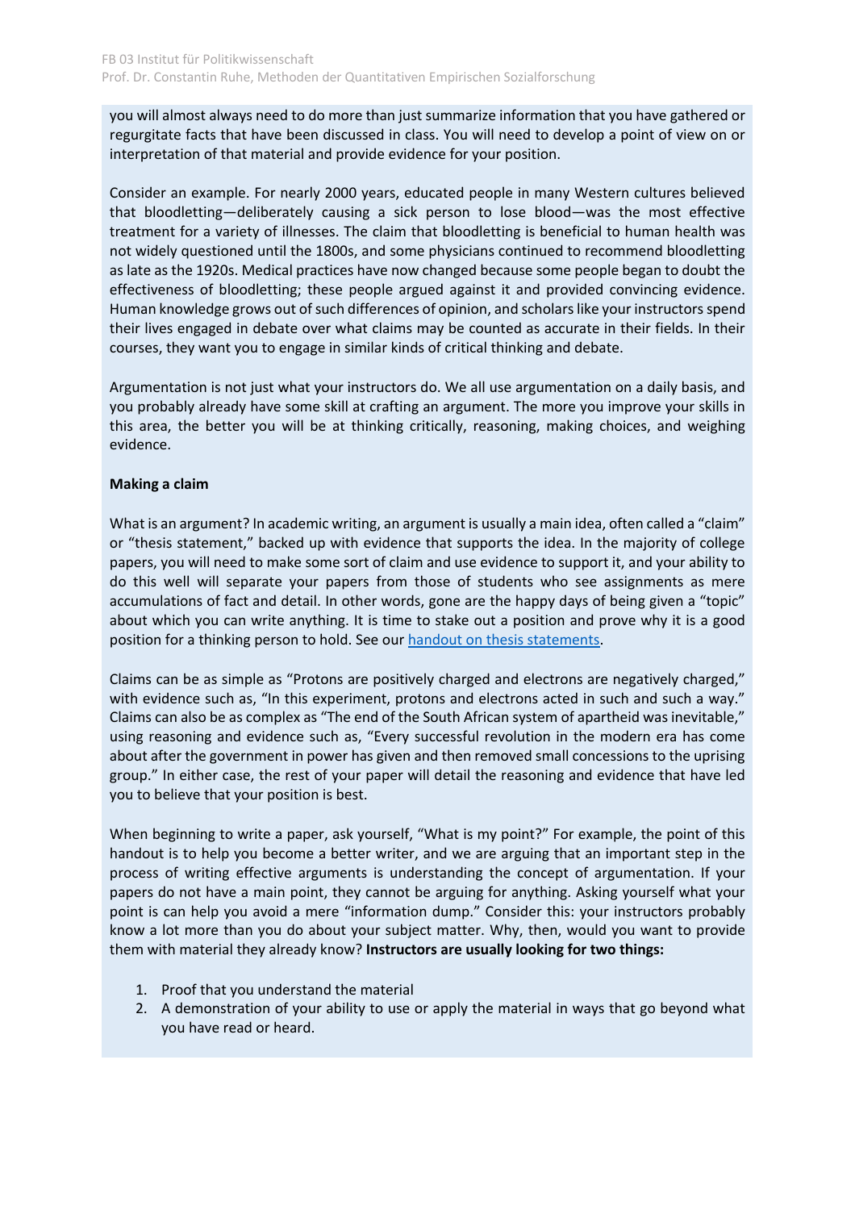you will almost always need to do more than just summarize information that you have gathered or regurgitate facts that have been discussed in class. You will need to develop a point of view on or interpretation of that material and provide evidence for your position.

Consider an example. For nearly 2000 years, educated people in many Western cultures believed that bloodletting—deliberately causing a sick person to lose blood—was the most effective treatment for a variety of illnesses. The claim that bloodletting is beneficial to human health was not widely questioned until the 1800s, and some physicians continued to recommend bloodletting as late as the 1920s. Medical practices have now changed because some people began to doubt the effectiveness of bloodletting; these people argued against it and provided convincing evidence. Human knowledge grows out of such differences of opinion, and scholars like your instructors spend their lives engaged in debate over what claims may be counted as accurate in their fields. In their courses, they want you to engage in similar kinds of critical thinking and debate.

Argumentation is not just what your instructors do. We all use argumentation on a daily basis, and you probably already have some skill at crafting an argument. The more you improve your skills in this area, the better you will be at thinking critically, reasoning, making choices, and weighing evidence.

**Making a claim**

What is an argument? In academic writing, an argument is usually a main idea, often called a "claim" or "thesis statement," backed up with evidence that supports the idea. In the majority of college papers, you will need to make some sort of claim and use evidence to support it, and your ability to do this well will separate your papers from those of students who see assignments as mere accumulations of fact and detail. In other words, gone are the happy days of being given a "topic" about which you can write anything. It is time to stake out a position and prove why it is a good position for a thinking person to hold. See our handout on thesis statements.

Claims can be as simple as "Protons are positively charged and electrons are negatively charged," with evidence such as, "In this experiment, protons and electrons acted in such and such a way." Claims can also be as complex as "The end of the South African system of apartheid was inevitable," using reasoning and evidence such as, "Every successful revolution in the modern era has come about after the government in power has given and then removed small concessions to the uprising group." In either case, the rest of your paper will detail the reasoning and evidence that have led you to believe that your position is best.

When beginning to write a paper, ask yourself, "What is my point?" For example, the point of this handout is to help you become a better writer, and we are arguing that an important step in the process of writing effective arguments is understanding the concept of argumentation. If your papers do not have a main point, they cannot be arguing for anything. Asking yourself what your point is can help you avoid a mere "information dump." Consider this: your instructors probably know a lot more than you do about your subject matter. Why, then, would you want to provide them with material they already know? **Instructors are usually looking for two things:**

1. Proof that you understand the material
2. A demonstration of your ability to use or apply the material in ways that go beyond what you have read or heard.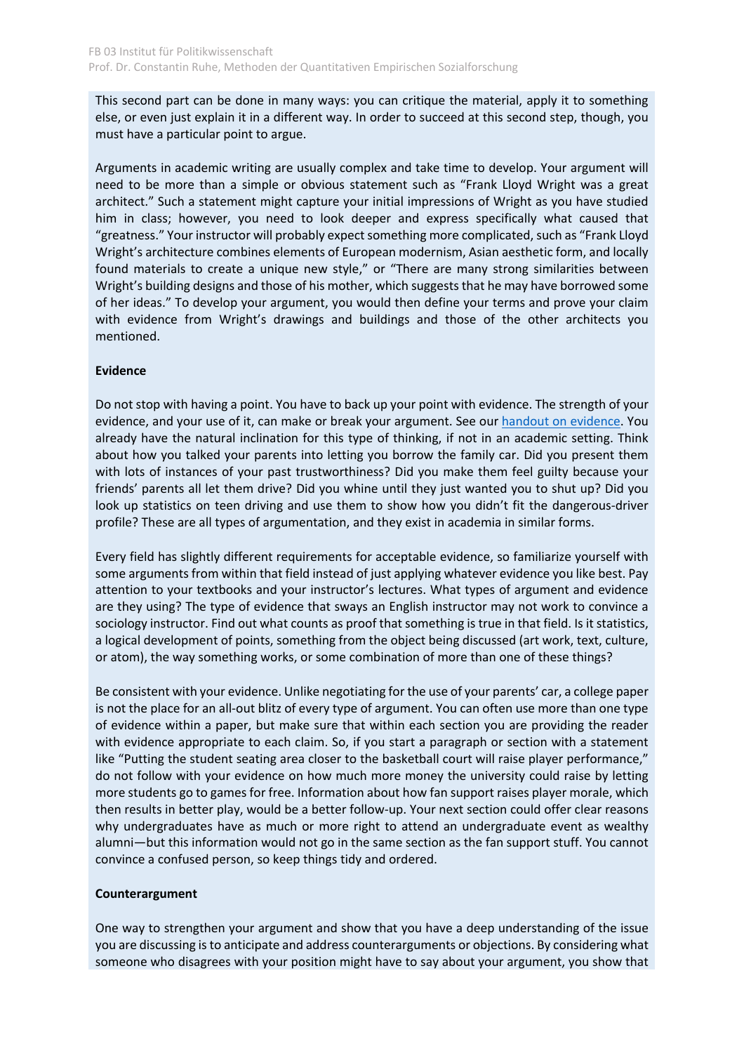This second part can be done in many ways: you can critique the material, apply it to something else, or even just explain it in a different way. In order to succeed at this second step, though, you must have a particular point to argue.

Arguments in academic writing are usually complex and take time to develop. Your argument will need to be more than a simple or obvious statement such as "Frank Lloyd Wright was a great architect." Such a statement might capture your initial impressions of Wright as you have studied him in class; however, you need to look deeper and express specifically what caused that "greatness." Your instructor will probably expect something more complicated, such as "Frank Lloyd Wright's architecture combines elements of European modernism, Asian aesthetic form, and locally found materials to create a unique new style," or "There are many strong similarities between Wright's building designs and those of his mother, which suggests that he may have borrowed some of her ideas." To develop your argument, you would then define your terms and prove your claim with evidence from Wright's drawings and buildings and those of the other architects you mentioned.

**Evidence**

Do not stop with having a point. You have to back up your point with evidence. The strength of your evidence, and your use of it, can make or break your argument. See our handout on evidence. You already have the natural inclination for this type of thinking, if not in an academic setting. Think about how you talked your parents into letting you borrow the family car. Did you present them with lots of instances of your past trustworthiness? Did you make them feel guilty because your friends' parents all let them drive? Did you whine until they just wanted you to shut up? Did you look up statistics on teen driving and use them to show how you didn't fit the dangerous-driver profile? These are all types of argumentation, and they exist in academia in similar forms.

Every field has slightly different requirements for acceptable evidence, so familiarize yourself with some arguments from within that field instead of just applying whatever evidence you like best. Pay attention to your textbooks and your instructor's lectures. What types of argument and evidence are they using? The type of evidence that sways an English instructor may not work to convince a sociology instructor. Find out what counts as proof that something is true in that field. Is it statistics, a logical development of points, something from the object being discussed (art work, text, culture, or atom), the way something works, or some combination of more than one of these things?

Be consistent with your evidence. Unlike negotiating for the use of your parents' car, a college paper is not the place for an all-out blitz of every type of argument. You can often use more than one type of evidence within a paper, but make sure that within each section you are providing the reader with evidence appropriate to each claim. So, if you start a paragraph or section with a statement like "Putting the student seating area closer to the basketball court will raise player performance," do not follow with your evidence on how much more money the university could raise by letting more students go to games for free. Information about how fan support raises player morale, which then results in better play, would be a better follow-up. Your next section could offer clear reasons why undergraduates have as much or more right to attend an undergraduate event as wealthy alumni—but this information would not go in the same section as the fan support stuff. You cannot convince a confused person, so keep things tidy and ordered.

**Counterargument**

One way to strengthen your argument and show that you have a deep understanding of the issue you are discussing is to anticipate and address counterarguments or objections. By considering what someone who disagrees with your position might have to say about your argument, you show that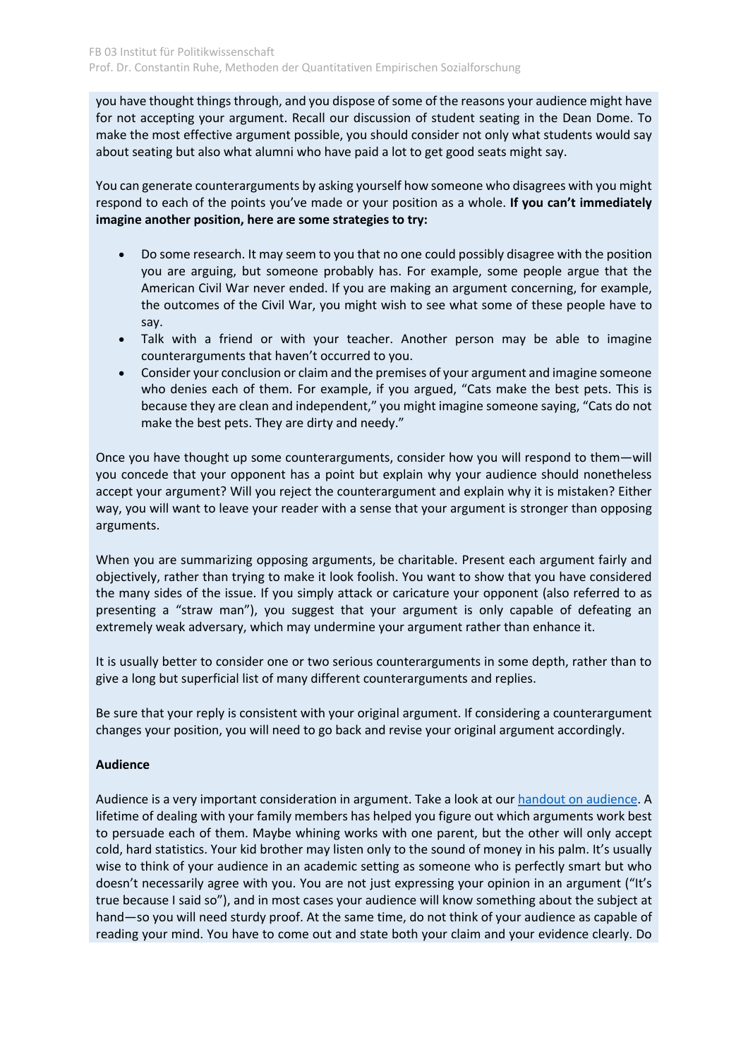you have thought things through, and you dispose of some of the reasons your audience might have for not accepting your argument. Recall our discussion of student seating in the Dean Dome. To make the most effective argument possible, you should consider not only what students would say about seating but also what alumni who have paid a lot to get good seats might say.

You can generate counterarguments by asking yourself how someone who disagrees with you might respond to each of the points you've made or your position as a whole. **If you can't immediately imagine another position, here are some strategies to try:**

- Do some research. It may seem to you that no one could possibly disagree with the position you are arguing, but someone probably has. For example, some people argue that the American Civil War never ended. If you are making an argument concerning, for example, the outcomes of the Civil War, you might wish to see what some of these people have to say.
- Talk with a friend or with your teacher. Another person may be able to imagine counterarguments that haven't occurred to you.
- Consider your conclusion or claim and the premises of your argument and imagine someone who denies each of them. For example, if you argued, "Cats make the best pets. This is because they are clean and independent," you might imagine someone saying, "Cats do not make the best pets. They are dirty and needy."

Once you have thought up some counterarguments, consider how you will respond to them—will you concede that your opponent has a point but explain why your audience should nonetheless accept your argument? Will you reject the counterargument and explain why it is mistaken? Either way, you will want to leave your reader with a sense that your argument is stronger than opposing arguments.

When you are summarizing opposing arguments, be charitable. Present each argument fairly and objectively, rather than trying to make it look foolish. You want to show that you have considered the many sides of the issue. If you simply attack or caricature your opponent (also referred to as presenting a "straw man"), you suggest that your argument is only capable of defeating an extremely weak adversary, which may undermine your argument rather than enhance it.

It is usually better to consider one or two serious counterarguments in some depth, rather than to give a long but superficial list of many different counterarguments and replies.

Be sure that your reply is consistent with your original argument. If considering a counterargument changes your position, you will need to go back and revise your original argument accordingly.

**Audience**

Audience is a very important consideration in argument. Take a look at our [handout on audience](). A lifetime of dealing with your family members has helped you figure out which arguments work best to persuade each of them. Maybe whining works with one parent, but the other will only accept cold, hard statistics. Your kid brother may listen only to the sound of money in his palm. It's usually wise to think of your audience in an academic setting as someone who is perfectly smart but who doesn't necessarily agree with you. You are not just expressing your opinion in an argument ("It's true because I said so"), and in most cases your audience will know something about the subject at hand—so you will need sturdy proof. At the same time, do not think of your audience as capable of reading your mind. You have to come out and state both your claim and your evidence clearly. Do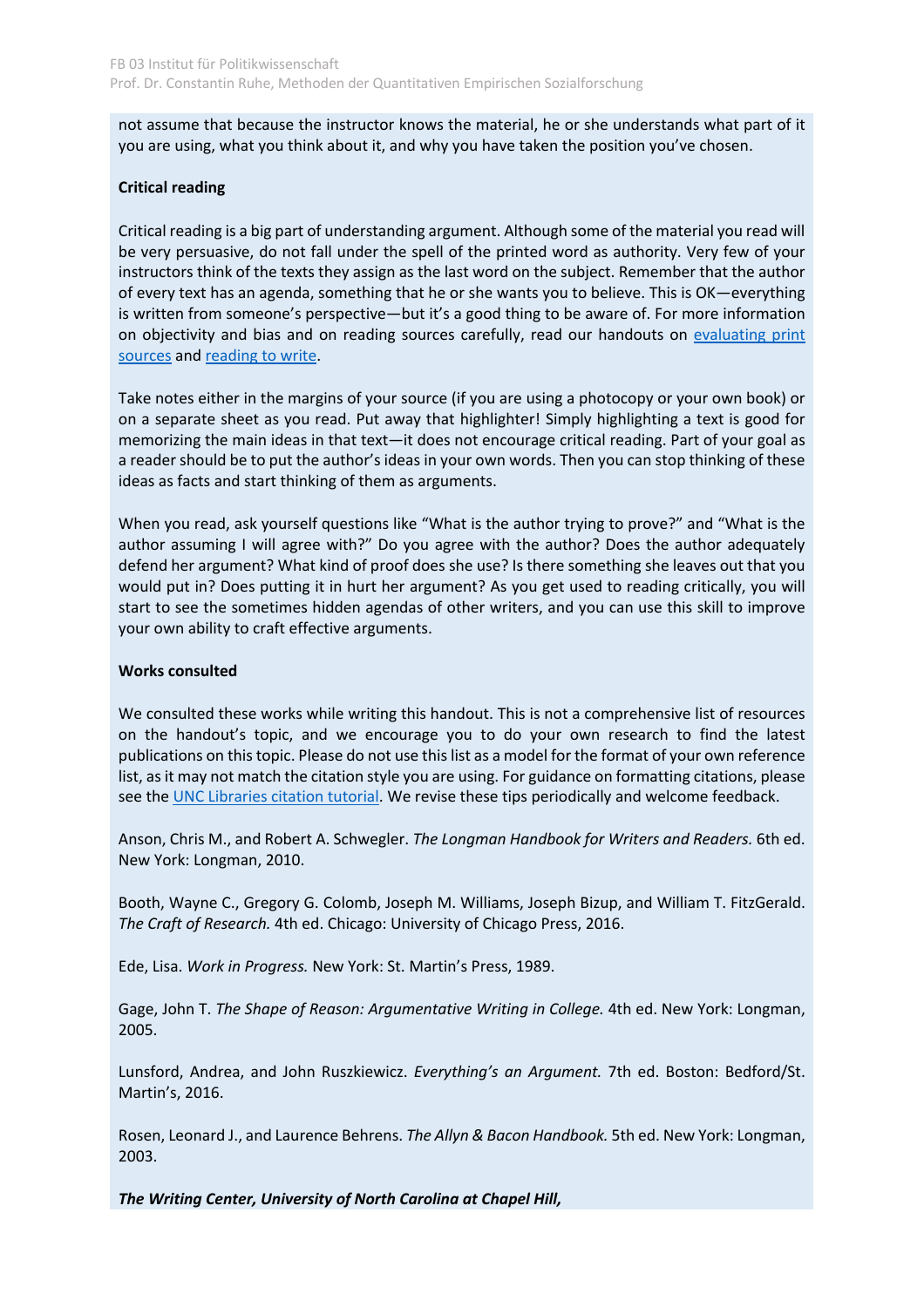not assume that because the instructor knows the material, he or she understands what part of it you are using, what you think about it, and why you have taken the position you've chosen.

**Critical reading**

Critical reading is a big part of understanding argument. Although some of the material you read will be very persuasive, do not fall under the spell of the printed word as authority. Very few of your instructors think of the texts they assign as the last word on the subject. Remember that the author of every text has an agenda, something that he or she wants you to believe. This is OK—everything is written from someone's perspective—but it's a good thing to be aware of. For more information on objectivity and bias and on reading sources carefully, read our handouts on [evaluating print sources]() and [reading to write]().

Take notes either in the margins of your source (if you are using a photocopy or your own book) or on a separate sheet as you read. Put away that highlighter! Simply highlighting a text is good for memorizing the main ideas in that text—it does not encourage critical reading. Part of your goal as a reader should be to put the author's ideas in your own words. Then you can stop thinking of these ideas as facts and start thinking of them as arguments.

When you read, ask yourself questions like "What is the author trying to prove?" and "What is the author assuming I will agree with?" Do you agree with the author? Does the author adequately defend her argument? What kind of proof does she use? Is there something she leaves out that you would put in? Does putting it in hurt her argument? As you get used to reading critically, you will start to see the sometimes hidden agendas of other writers, and you can use this skill to improve your own ability to craft effective arguments.

**Works consulted**

We consulted these works while writing this handout. This is not a comprehensive list of resources on the handout's topic, and we encourage you to do your own research to find the latest publications on this topic. Please do not use this list as a model for the format of your own reference list, as it may not match the citation style you are using. For guidance on formatting citations, please see the [UNC Libraries citation tutorial](). We revise these tips periodically and welcome feedback.

Anson, Chris M., and Robert A. Schwegler. *The Longman Handbook for Writers and Readers.* 6th ed. New York: Longman, 2010.

Booth, Wayne C., Gregory G. Colomb, Joseph M. Williams, Joseph Bizup, and William T. FitzGerald. *The Craft of Research.* 4th ed. Chicago: University of Chicago Press, 2016.

Ede, Lisa. *Work in Progress.* New York: St. Martin's Press, 1989.

Gage, John T. *The Shape of Reason: Argumentative Writing in College.* 4th ed. New York: Longman, 2005.

Lunsford, Andrea, and John Ruszkiewicz. *Everything's an Argument.* 7th ed. Boston: Bedford/St. Martin's, 2016.

Rosen, Leonard J., and Laurence Behrens. *The Allyn & Bacon Handbook.* 5th ed. New York: Longman, 2003.

***The Writing Center, University of North Carolina at Chapel Hill,***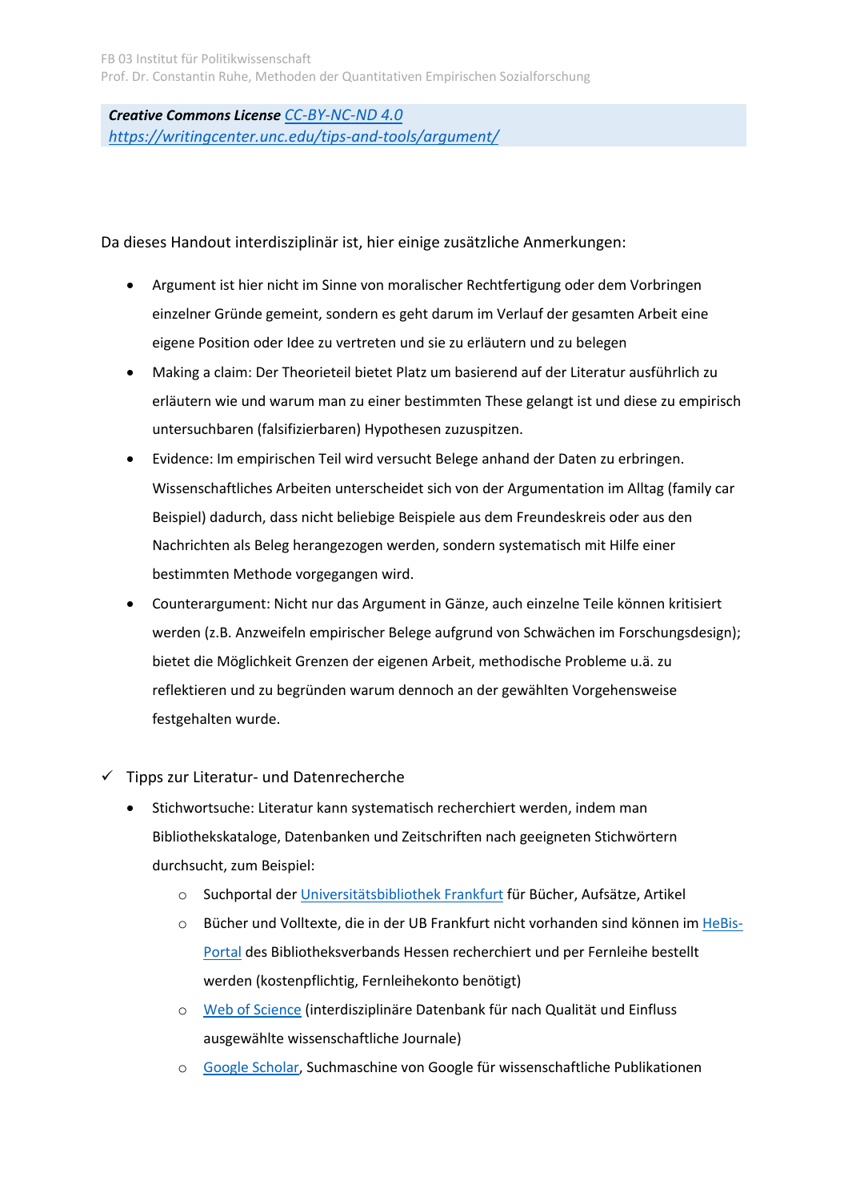**Creative Commons License** CC-BY-NC-ND 4.0
https://writingcenter.unc.edu/tips-and-tools/argument/

Da dieses Handout interdisziplinär ist, hier einige zusätzliche Anmerkungen:

- Argument ist hier nicht im Sinne von moralischer Rechtfertigung oder dem Vorbringen einzelner Gründe gemeint, sondern es geht darum im Verlauf der gesamten Arbeit eine eigene Position oder Idee zu vertreten und sie zu erläutern und zu belegen
- Making a claim: Der Theorieteil bietet Platz um basierend auf der Literatur ausführlich zu erläutern wie und warum man zu einer bestimmten These gelangt ist und diese zu empirisch untersuchbaren (falsifizierbaren) Hypothesen zuzuspitzen.
- Evidence: Im empirischen Teil wird versucht Belege anhand der Daten zu erbringen. Wissenschaftliches Arbeiten unterscheidet sich von der Argumentation im Alltag (family car Beispiel) dadurch, dass nicht beliebige Beispiele aus dem Freundeskreis oder aus den Nachrichten als Beleg herangezogen werden, sondern systematisch mit Hilfe einer bestimmten Methode vorgegangen wird.
- Counterargument: Nicht nur das Argument in Gänze, auch einzelne Teile können kritisiert werden (z.B. Anzweifeln empirischer Belege aufgrund von Schwächen im Forschungsdesign); bietet die Möglichkeit Grenzen der eigenen Arbeit, methodische Probleme u.ä. zu reflektieren und zu begründen warum dennoch an der gewählten Vorgehensweise festgehalten wurde.

✓ Tipps zur Literatur- und Datenrecherche

- Stichwortsuche: Literatur kann systematisch recherchiert werden, indem man Bibliothekskataloge, Datenbanken und Zeitschriften nach geeigneten Stichwörtern durchsucht, zum Beispiel:
  - Suchportal der Universitätsbibliothek Frankfurt für Bücher, Aufsätze, Artikel
  - Bücher und Volltexte, die in der UB Frankfurt nicht vorhanden sind können im HeBis-Portal des Bibliotheksverbands Hessen recherchiert und per Fernleihe bestellt werden (kostenpflichtig, Fernleihekonto benötigt)
  - Web of Science (interdisziplinäre Datenbank für nach Qualität und Einfluss ausgewählte wissenschaftliche Journale)
  - Google Scholar, Suchmaschine von Google für wissenschaftliche Publikationen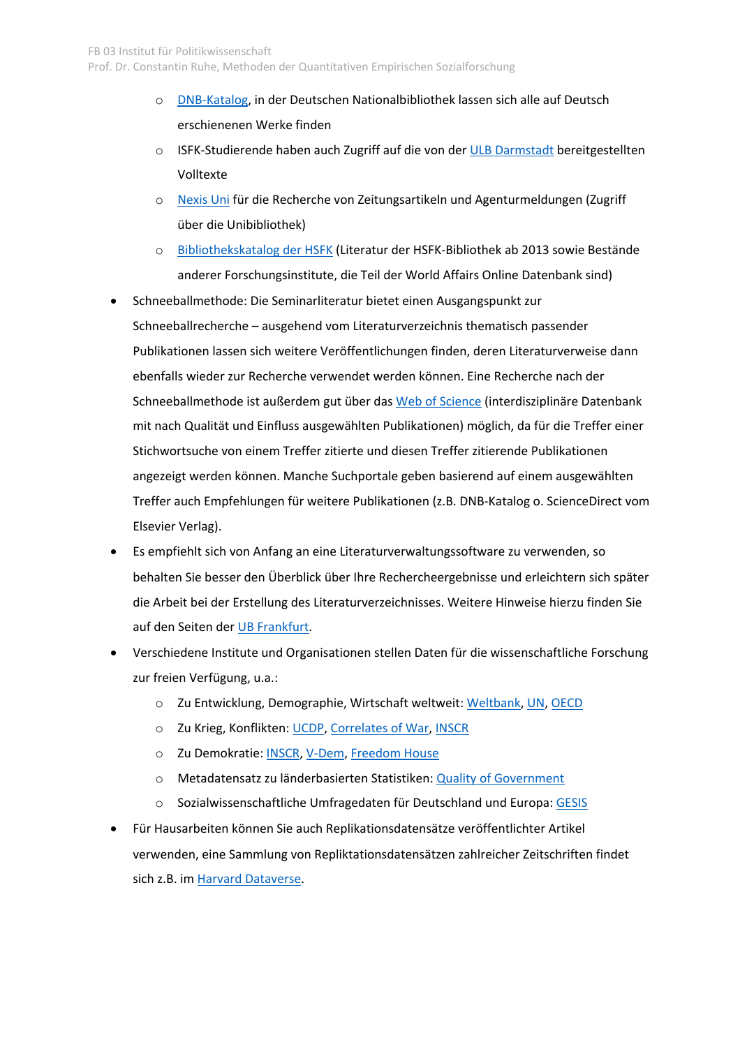- DNB-Katalog, in der Deutschen Nationalbibliothek lassen sich alle auf Deutsch erschienenen Werke finden
    - ISFK-Studierende haben auch Zugriff auf die von der ULB Darmstadt bereitgestellten Volltexte
    - Nexis Uni für die Recherche von Zeitungsartikeln und Agenturmeldungen (Zugriff über die Unibibliothek)
    - Bibliothekskatalog der HSFK (Literatur der HSFK-Bibliothek ab 2013 sowie Bestände anderer Forschungsinstitute, die Teil der World Affairs Online Datenbank sind)
- Schneeballmethode: Die Seminarliteratur bietet einen Ausgangspunkt zur Schneeballrecherche – ausgehend vom Literaturverzeichnis thematisch passender Publikationen lassen sich weitere Veröffentlichungen finden, deren Literaturverweise dann ebenfalls wieder zur Recherche verwendet werden können. Eine Recherche nach der Schneeballmethode ist außerdem gut über das Web of Science (interdisziplinäre Datenbank mit nach Qualität und Einfluss ausgewählten Publikationen) möglich, da für die Treffer einer Stichwortsuche von einem Treffer zitierte und diesen Treffer zitierende Publikationen angezeigt werden können. Manche Suchportale geben basierend auf einem ausgewählten Treffer auch Empfehlungen für weitere Publikationen (z.B. DNB-Katalog o. ScienceDirect vom Elsevier Verlag).
- Es empfiehlt sich von Anfang an eine Literaturverwaltungssoftware zu verwenden, so behalten Sie besser den Überblick über Ihre Rechercheergebnisse und erleichtern sich später die Arbeit bei der Erstellung des Literaturverzeichnisses. Weitere Hinweise hierzu finden Sie auf den Seiten der UB Frankfurt.
- Verschiedene Institute und Organisationen stellen Daten für die wissenschaftliche Forschung zur freien Verfügung, u.a.:
    - Zu Entwicklung, Demographie, Wirtschaft weltweit: Weltbank, UN, OECD
    - Zu Krieg, Konflikten: UCDP, Correlates of War, INSCR
    - Zu Demokratie: INSCR, V-Dem, Freedom House
    - Metadatensatz zu länderbasierten Statistiken: Quality of Government
    - Sozialwissenschaftliche Umfragedaten für Deutschland und Europa: GESIS
- Für Hausarbeiten können Sie auch Replikationsdatensätze veröffentlichter Artikel verwenden, eine Sammlung von Repliktationsdatensätzen zahlreicher Zeitschriften findet sich z.B. im Harvard Dataverse.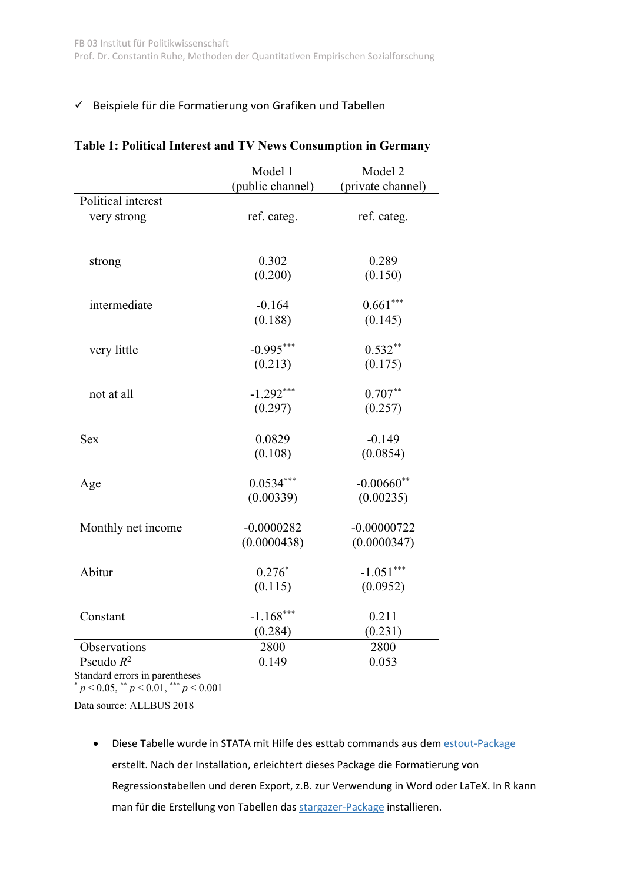✓ Beispiele für die Formatierung von Grafiken und Tabellen

**Table 1: Political Interest and TV News Consumption in Germany**

| | Model 1 (public channel) | Model 2 (private channel) |
|---|---|---|
| Political interest | | |
| very strong | ref. categ. | ref. categ. |
| strong | 0.302 | 0.289 |
| | (0.200) | (0.150) |
| intermediate | -0.164 | $0.661^{***}$ |
| | (0.188) | (0.145) |
| very little | $-0.995^{***}$ | $0.532^{**}$ |
| | (0.213) | (0.175) |
| not at all | $-1.292^{***}$ | $0.707^{**}$ |
| | (0.297) | (0.257) |
| Sex | 0.0829 | -0.149 |
| | (0.108) | (0.0854) |
| Age | $0.0534^{***}$ | $-0.00660^{**}$ |
| | (0.00339) | (0.00235) |
| Monthly net income | -0.0000282 | -0.00000722 |
| | (0.0000438) | (0.0000347) |
| Abitur | $0.276^{*}$ | $-1.051^{***}$ |
| | (0.115) | (0.0952) |
| Constant | $-1.168^{***}$ | 0.211 |
| | (0.284) | (0.231) |
| Observations | 2800 | 2800 |
| Pseudo $R^2$ | 0.149 | 0.053 |

Standard errors in parentheses
$^{*}$ $p < 0.05$, $^{**}$ $p < 0.01$, $^{***}$ $p < 0.001$

Data source: ALLBUS 2018

- Diese Tabelle wurde in STATA mit Hilfe des esttab commands aus dem estout-Package erstellt. Nach der Installation, erleichtert dieses Package die Formatierung von Regressionstabellen und deren Export, z.B. zur Verwendung in Word oder LaTeX. In R kann man für die Erstellung von Tabellen das stargazer-Package installieren.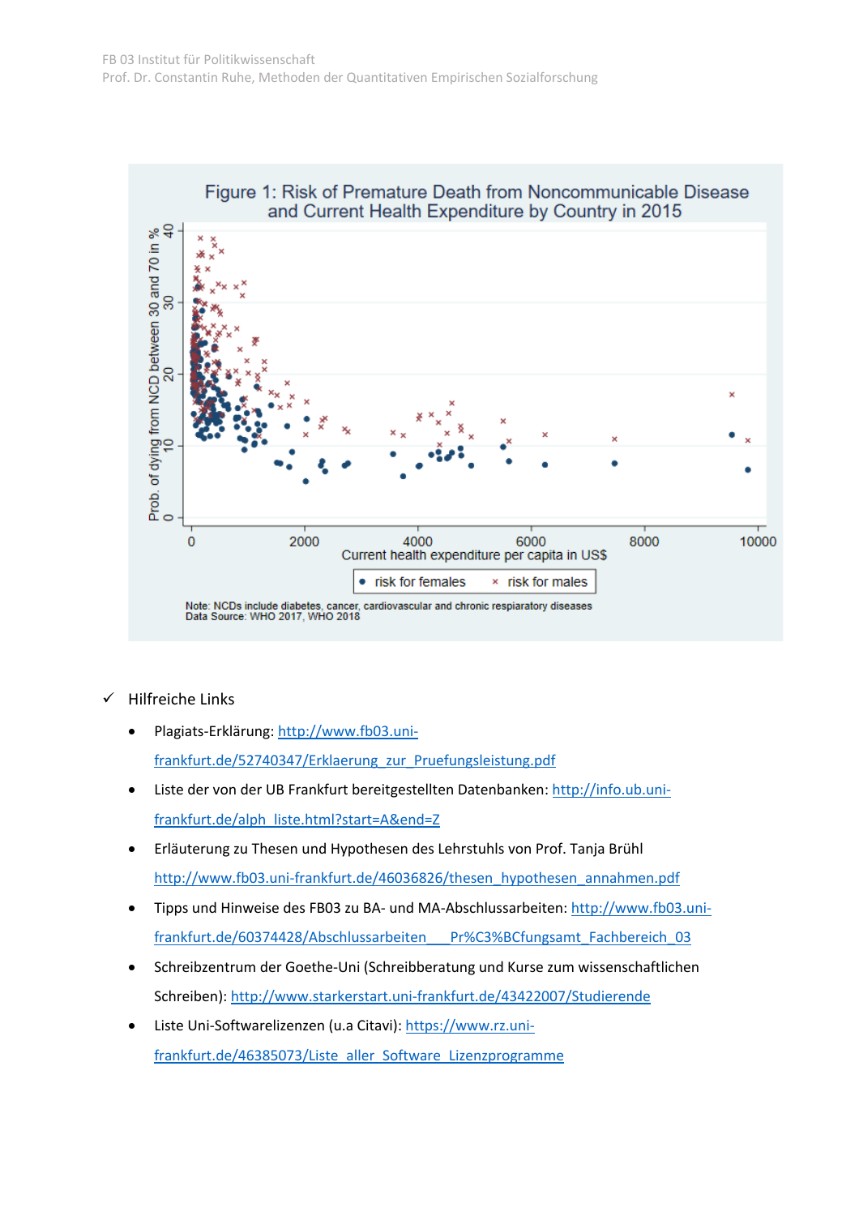Figure 1: Risk of Premature Death from Noncommunicable Disease and Current Health Expenditure by Country in 2015

Prob. of dying from NCD between 30 and 70 in %

0
10
20
30
40

0
2000
4000
6000
8000
10000

Current health expenditure per capita in US$

risk for females
risk for males

Note: NCDs include diabetes, cancer, cardiovascular and chronic respiaratory diseases
Data Source: WHO 2017, WHO 2018

✓ Hilfreiche Links

- Plagiats-Erklärung: http://www.fb03.uni-frankfurt.de/52740347/Erklaerung_zur_Pruefungsleistung.pdf
- Liste der von der UB Frankfurt bereitgestellten Datenbanken: http://info.ub.uni-frankfurt.de/alph_liste.html?start=A&end=Z
- Erläuterung zu Thesen und Hypothesen des Lehrstuhls von Prof. Tanja Brühl http://www.fb03.uni-frankfurt.de/46036826/thesen_hypothesen_annahmen.pdf
- Tipps und Hinweise des FB03 zu BA- und MA-Abschlussarbeiten: http://www.fb03.uni-frankfurt.de/60374428/Abschlussarbeiten___Pr%C3%BCfungsamt_Fachbereich_03
- Schreibzentrum der Goethe-Uni (Schreibberatung und Kurse zum wissenschaftlichen Schreiben): http://www.starkerstart.uni-frankfurt.de/43422007/Studierende
- Liste Uni-Softwarelizenzen (u.a Citavi): https://www.rz.uni-frankfurt.de/46385073/Liste_aller_Software_Lizenzprogramme